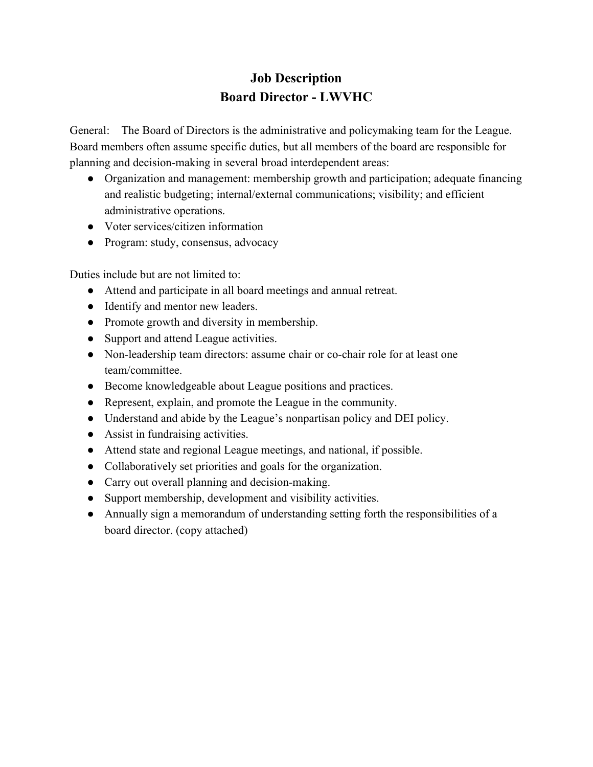# Job Description
# Board Director - LWVHC

General: The Board of Directors is the administrative and policymaking team for the League. Board members often assume specific duties, but all members of the board are responsible for planning and decision-making in several broad interdependent areas:

- Organization and management: membership growth and participation; adequate financing and realistic budgeting; internal/external communications; visibility; and efficient administrative operations.
- Voter services/citizen information
- Program: study, consensus, advocacy

Duties include but are not limited to:

- Attend and participate in all board meetings and annual retreat.
- Identify and mentor new leaders.
- Promote growth and diversity in membership.
- Support and attend League activities.
- Non-leadership team directors: assume chair or co-chair role for at least one team/committee.
- Become knowledgeable about League positions and practices.
- Represent, explain, and promote the League in the community.
- Understand and abide by the League's nonpartisan policy and DEI policy.
- Assist in fundraising activities.
- Attend state and regional League meetings, and national, if possible.
- Collaboratively set priorities and goals for the organization.
- Carry out overall planning and decision-making.
- Support membership, development and visibility activities.
- Annually sign a memorandum of understanding setting forth the responsibilities of a board director. (copy attached)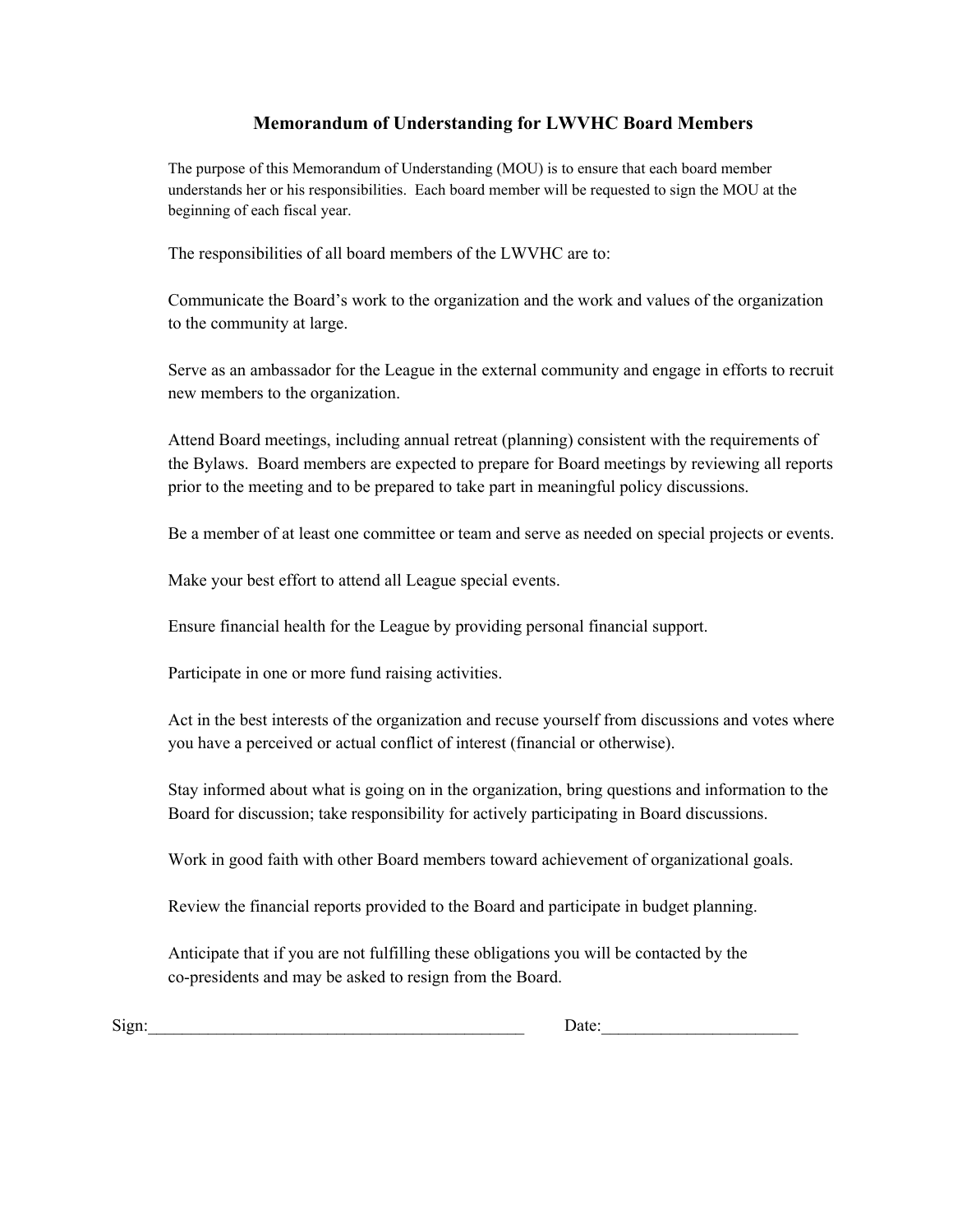## Memorandum of Understanding for LWVHC Board Members

The purpose of this Memorandum of Understanding (MOU) is to ensure that each board member understands her or his responsibilities. Each board member will be requested to sign the MOU at the beginning of each fiscal year.

The responsibilities of all board members of the LWVHC are to:

Communicate the Board's work to the organization and the work and values of the organization to the community at large.

Serve as an ambassador for the League in the external community and engage in efforts to recruit new members to the organization.

Attend Board meetings, including annual retreat (planning) consistent with the requirements of the Bylaws. Board members are expected to prepare for Board meetings by reviewing all reports prior to the meeting and to be prepared to take part in meaningful policy discussions.

Be a member of at least one committee or team and serve as needed on special projects or events.

Make your best effort to attend all League special events.

Ensure financial health for the League by providing personal financial support.

Participate in one or more fund raising activities.

Act in the best interests of the organization and recuse yourself from discussions and votes where you have a perceived or actual conflict of interest (financial or otherwise).

Stay informed about what is going on in the organization, bring questions and information to the Board for discussion; take responsibility for actively participating in Board discussions.

Work in good faith with other Board members toward achievement of organizational goals.

Review the financial reports provided to the Board and participate in budget planning.

Anticipate that if you are not fulfilling these obligations you will be contacted by the co-presidents and may be asked to resign from the Board.

Sign:_____________________________________________ Date:______________________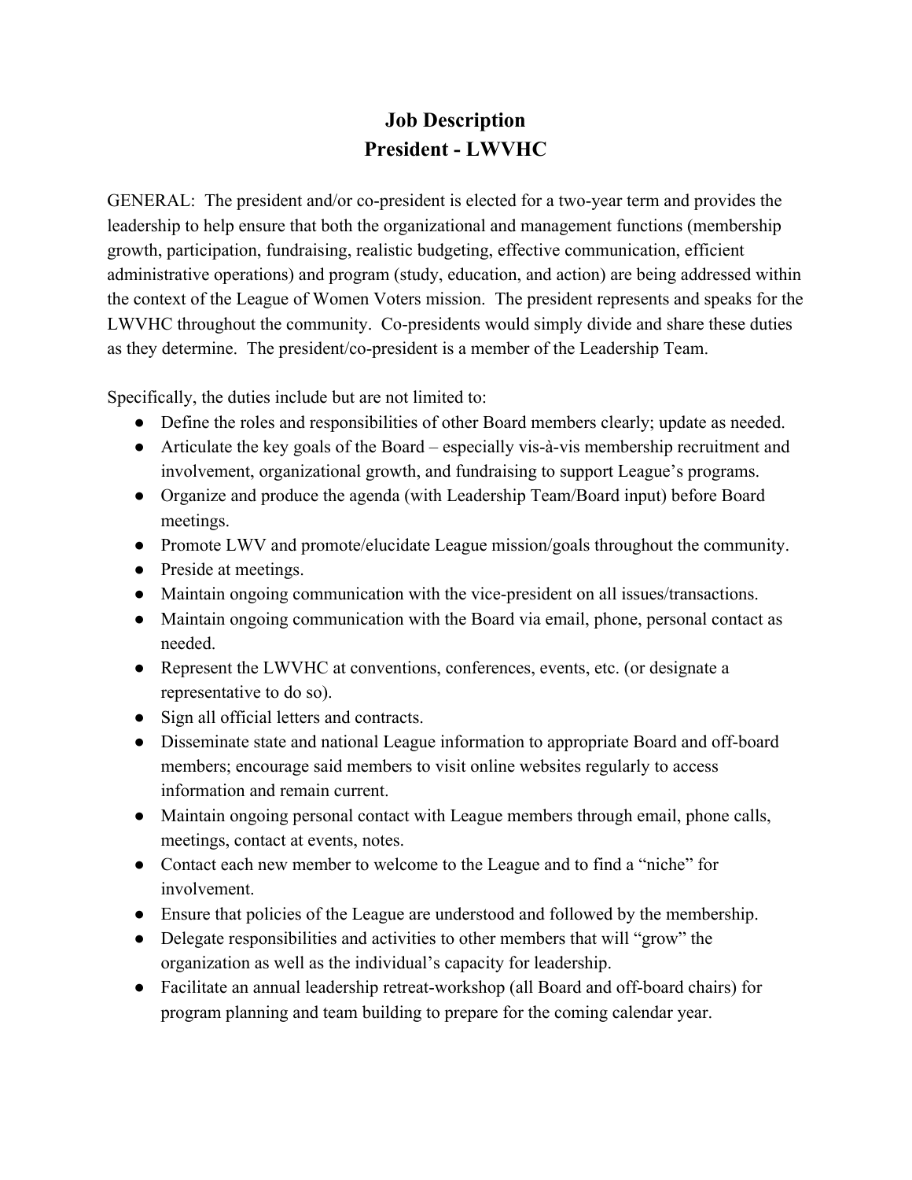# Job Description
# President - LWVHC

GENERAL: The president and/or co-president is elected for a two-year term and provides the leadership to help ensure that both the organizational and management functions (membership growth, participation, fundraising, realistic budgeting, effective communication, efficient administrative operations) and program (study, education, and action) are being addressed within the context of the League of Women Voters mission. The president represents and speaks for the LWVHC throughout the community. Co-presidents would simply divide and share these duties as they determine. The president/co-president is a member of the Leadership Team.

Specifically, the duties include but are not limited to:

- Define the roles and responsibilities of other Board members clearly; update as needed.
- Articulate the key goals of the Board – especially vis-à-vis membership recruitment and involvement, organizational growth, and fundraising to support League's programs.
- Organize and produce the agenda (with Leadership Team/Board input) before Board meetings.
- Promote LWV and promote/elucidate League mission/goals throughout the community.
- Preside at meetings.
- Maintain ongoing communication with the vice-president on all issues/transactions.
- Maintain ongoing communication with the Board via email, phone, personal contact as needed.
- Represent the LWVHC at conventions, conferences, events, etc. (or designate a representative to do so).
- Sign all official letters and contracts.
- Disseminate state and national League information to appropriate Board and off-board members; encourage said members to visit online websites regularly to access information and remain current.
- Maintain ongoing personal contact with League members through email, phone calls, meetings, contact at events, notes.
- Contact each new member to welcome to the League and to find a "niche" for involvement.
- Ensure that policies of the League are understood and followed by the membership.
- Delegate responsibilities and activities to other members that will "grow" the organization as well as the individual's capacity for leadership.
- Facilitate an annual leadership retreat-workshop (all Board and off-board chairs) for program planning and team building to prepare for the coming calendar year.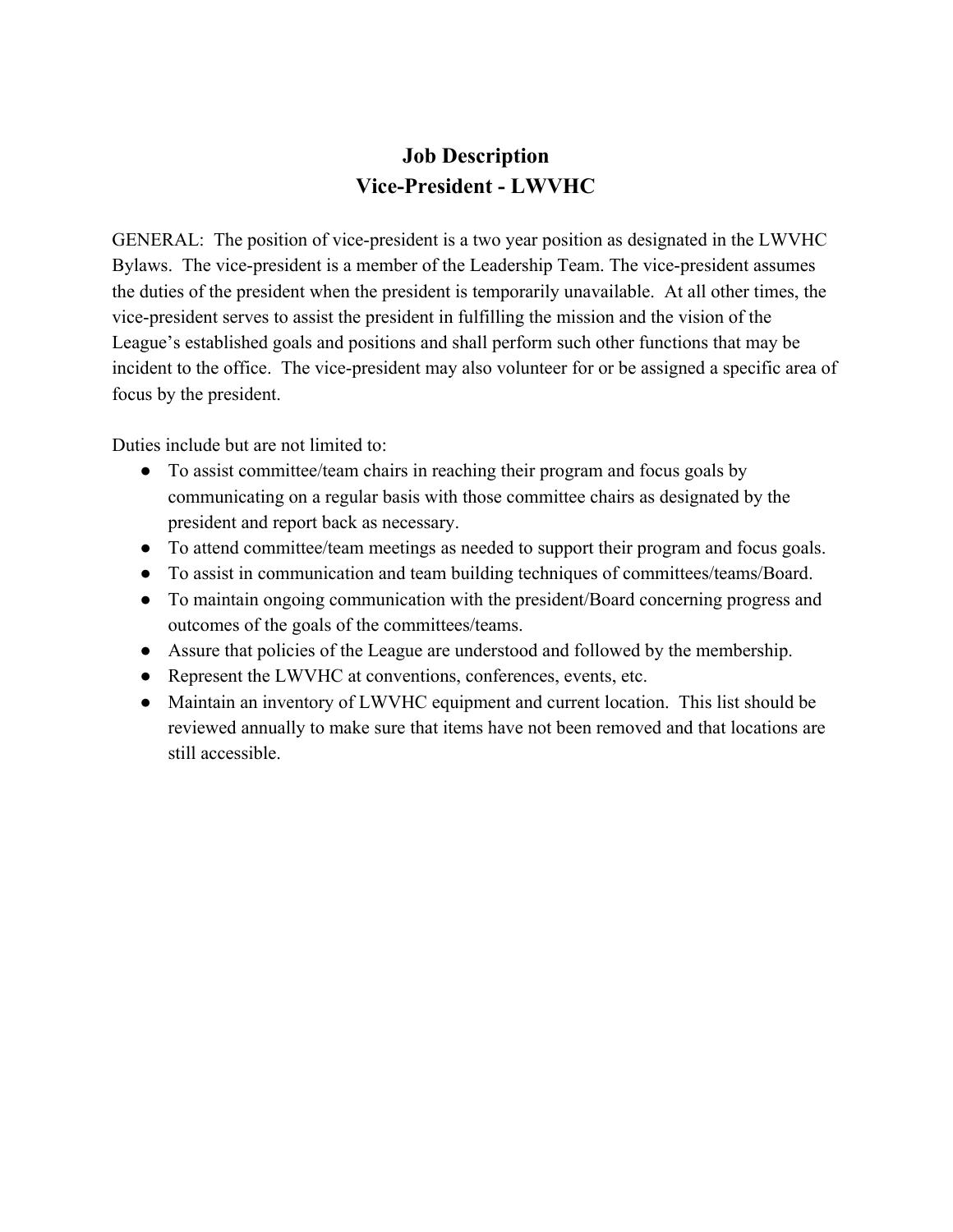# Job Description
# Vice-President - LWVHC

GENERAL: The position of vice-president is a two year position as designated in the LWVHC Bylaws. The vice-president is a member of the Leadership Team. The vice-president assumes the duties of the president when the president is temporarily unavailable. At all other times, the vice-president serves to assist the president in fulfilling the mission and the vision of the League's established goals and positions and shall perform such other functions that may be incident to the office. The vice-president may also volunteer for or be assigned a specific area of focus by the president.

Duties include but are not limited to:

- To assist committee/team chairs in reaching their program and focus goals by communicating on a regular basis with those committee chairs as designated by the president and report back as necessary.
- To attend committee/team meetings as needed to support their program and focus goals.
- To assist in communication and team building techniques of committees/teams/Board.
- To maintain ongoing communication with the president/Board concerning progress and outcomes of the goals of the committees/teams.
- Assure that policies of the League are understood and followed by the membership.
- Represent the LWVHC at conventions, conferences, events, etc.
- Maintain an inventory of LWVHC equipment and current location. This list should be reviewed annually to make sure that items have not been removed and that locations are still accessible.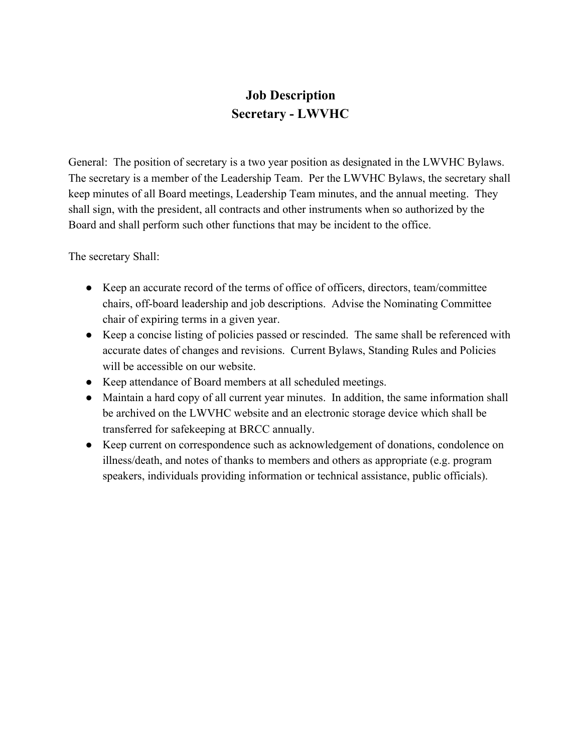# Job Description
# Secretary - LWVHC

General: The position of secretary is a two year position as designated in the LWVHC Bylaws. The secretary is a member of the Leadership Team. Per the LWVHC Bylaws, the secretary shall keep minutes of all Board meetings, Leadership Team minutes, and the annual meeting. They shall sign, with the president, all contracts and other instruments when so authorized by the Board and shall perform such other functions that may be incident to the office.

The secretary Shall:

- Keep an accurate record of the terms of office of officers, directors, team/committee chairs, off-board leadership and job descriptions. Advise the Nominating Committee chair of expiring terms in a given year.
- Keep a concise listing of policies passed or rescinded. The same shall be referenced with accurate dates of changes and revisions. Current Bylaws, Standing Rules and Policies will be accessible on our website.
- Keep attendance of Board members at all scheduled meetings.
- Maintain a hard copy of all current year minutes. In addition, the same information shall be archived on the LWVHC website and an electronic storage device which shall be transferred for safekeeping at BRCC annually.
- Keep current on correspondence such as acknowledgement of donations, condolence on illness/death, and notes of thanks to members and others as appropriate (e.g. program speakers, individuals providing information or technical assistance, public officials).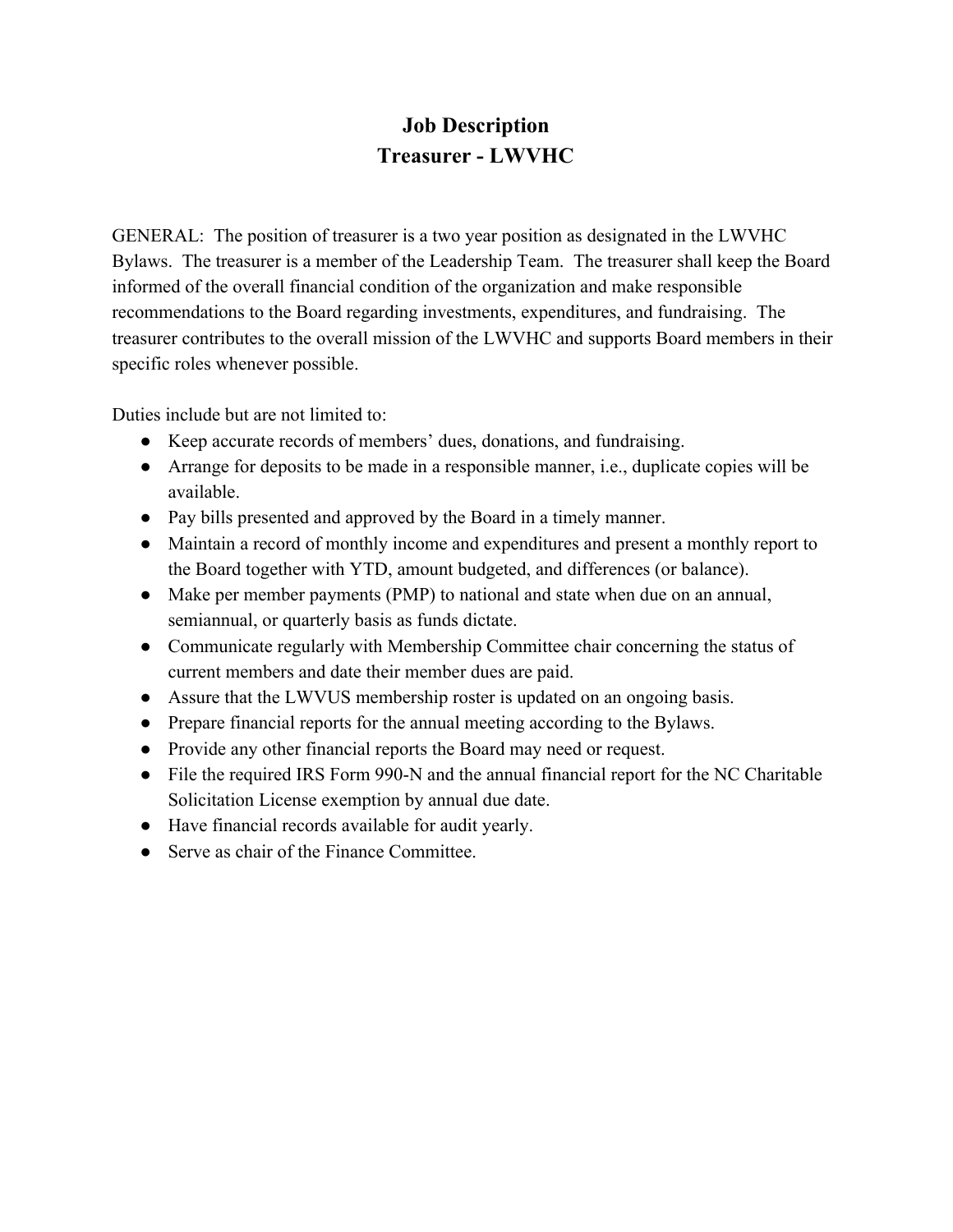# Job Description
# Treasurer - LWVHC

GENERAL: The position of treasurer is a two year position as designated in the LWVHC Bylaws. The treasurer is a member of the Leadership Team. The treasurer shall keep the Board informed of the overall financial condition of the organization and make responsible recommendations to the Board regarding investments, expenditures, and fundraising. The treasurer contributes to the overall mission of the LWVHC and supports Board members in their specific roles whenever possible.

Duties include but are not limited to:

- Keep accurate records of members' dues, donations, and fundraising.
- Arrange for deposits to be made in a responsible manner, i.e., duplicate copies will be available.
- Pay bills presented and approved by the Board in a timely manner.
- Maintain a record of monthly income and expenditures and present a monthly report to the Board together with YTD, amount budgeted, and differences (or balance).
- Make per member payments (PMP) to national and state when due on an annual, semiannual, or quarterly basis as funds dictate.
- Communicate regularly with Membership Committee chair concerning the status of current members and date their member dues are paid.
- Assure that the LWVUS membership roster is updated on an ongoing basis.
- Prepare financial reports for the annual meeting according to the Bylaws.
- Provide any other financial reports the Board may need or request.
- File the required IRS Form 990-N and the annual financial report for the NC Charitable Solicitation License exemption by annual due date.
- Have financial records available for audit yearly.
- Serve as chair of the Finance Committee.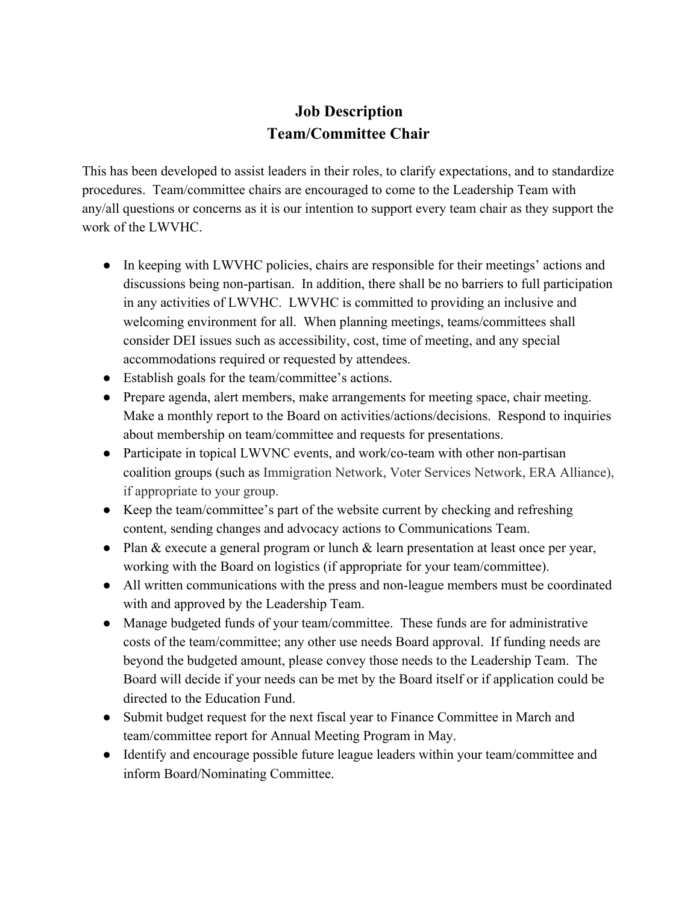# Job Description
# Team/Committee Chair

This has been developed to assist leaders in their roles, to clarify expectations, and to standardize procedures. Team/committee chairs are encouraged to come to the Leadership Team with any/all questions or concerns as it is our intention to support every team chair as they support the work of the LWVHC.

- In keeping with LWVHC policies, chairs are responsible for their meetings' actions and discussions being non-partisan. In addition, there shall be no barriers to full participation in any activities of LWVHC. LWVHC is committed to providing an inclusive and welcoming environment for all. When planning meetings, teams/committees shall consider DEI issues such as accessibility, cost, time of meeting, and any special accommodations required or requested by attendees.
- Establish goals for the team/committee's actions.
- Prepare agenda, alert members, make arrangements for meeting space, chair meeting. Make a monthly report to the Board on activities/actions/decisions. Respond to inquiries about membership on team/committee and requests for presentations.
- Participate in topical LWVNC events, and work/co-team with other non-partisan coalition groups (such as Immigration Network, Voter Services Network, ERA Alliance), if appropriate to your group.
- Keep the team/committee's part of the website current by checking and refreshing content, sending changes and advocacy actions to Communications Team.
- Plan & execute a general program or lunch & learn presentation at least once per year, working with the Board on logistics (if appropriate for your team/committee).
- All written communications with the press and non-league members must be coordinated with and approved by the Leadership Team.
- Manage budgeted funds of your team/committee. These funds are for administrative costs of the team/committee; any other use needs Board approval. If funding needs are beyond the budgeted amount, please convey those needs to the Leadership Team. The Board will decide if your needs can be met by the Board itself or if application could be directed to the Education Fund.
- Submit budget request for the next fiscal year to Finance Committee in March and team/committee report for Annual Meeting Program in May.
- Identify and encourage possible future league leaders within your team/committee and inform Board/Nominating Committee.